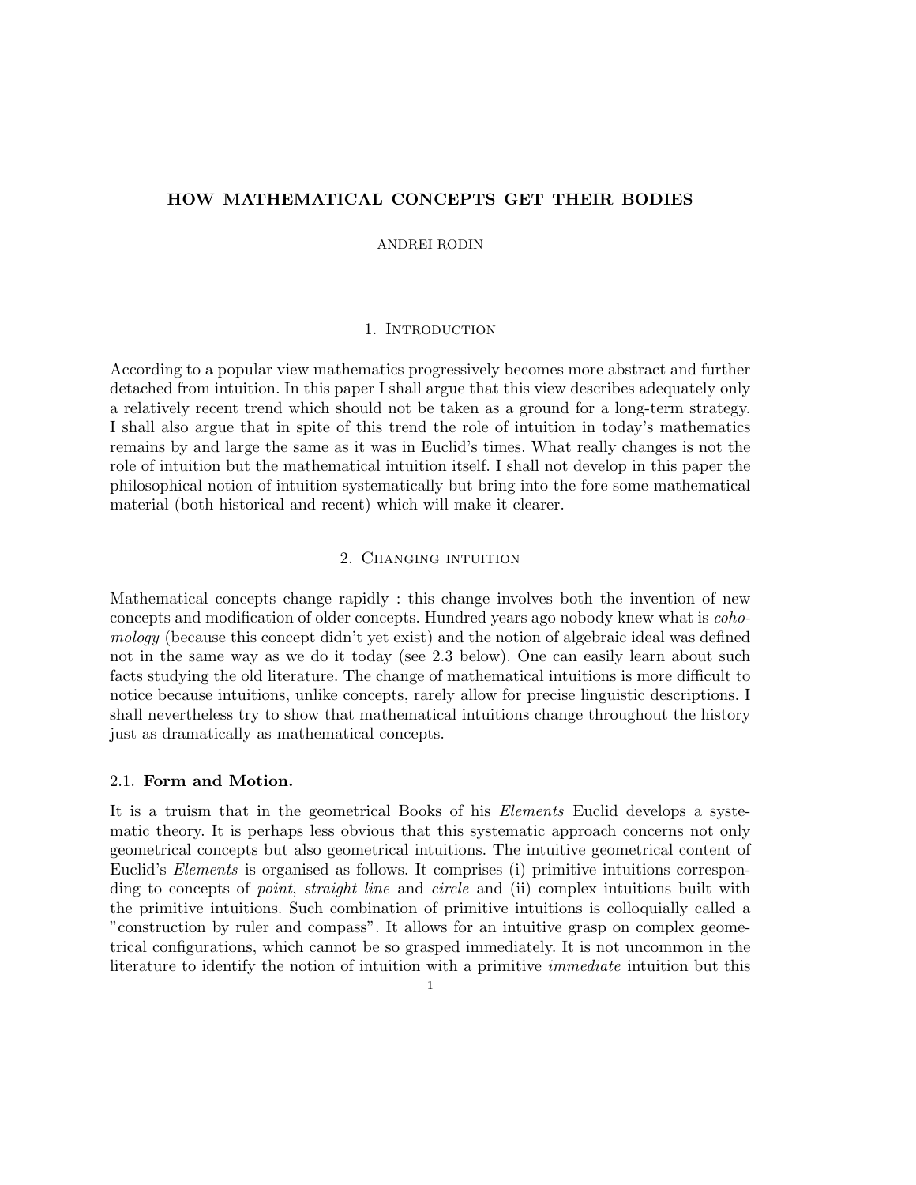# HOW MATHEMATICAL CONCEPTS GET THEIR BODIES

ANDREI RODIN

## 1. Introduction

According to a popular view mathematics progressively becomes more abstract and further detached from intuition. In this paper I shall argue that this view describes adequately only a relatively recent trend which should not be taken as a ground for a long-term strategy. I shall also argue that in spite of this trend the role of intuition in today's mathematics remains by and large the same as it was in Euclid's times. What really changes is not the role of intuition but the mathematical intuition itself. I shall not develop in this paper the philosophical notion of intuition systematically but bring into the fore some mathematical material (both historical and recent) which will make it clearer.

## 2. Changing intuition

Mathematical concepts change rapidly : this change involves both the invention of new concepts and modification of older concepts. Hundred years ago nobody knew what is *cohomology* (because this concept didn't yet exist) and the notion of algebraic ideal was defined not in the same way as we do it today (see 2.3 below). One can easily learn about such facts studying the old literature. The change of mathematical intuitions is more difficult to notice because intuitions, unlike concepts, rarely allow for precise linguistic descriptions. I shall nevertheless try to show that mathematical intuitions change throughout the history just as dramatically as mathematical concepts.

### 2.1. Form and Motion.

It is a truism that in the geometrical Books of his *Elements* Euclid develops a systematic theory. It is perhaps less obvious that this systematic approach concerns not only geometrical concepts but also geometrical intuitions. The intuitive geometrical content of Euclid's *Elements* is organised as follows. It comprises (i) primitive intuitions corresponding to concepts of *point*, *straight line* and *circle* and (ii) complex intuitions built with the primitive intuitions. Such combination of primitive intuitions is colloquially called a "construction by ruler and compass". It allows for an intuitive grasp on complex geometrical configurations, which cannot be so grasped immediately. It is not uncommon in the literature to identify the notion of intuition with a primitive *immediate* intuition but this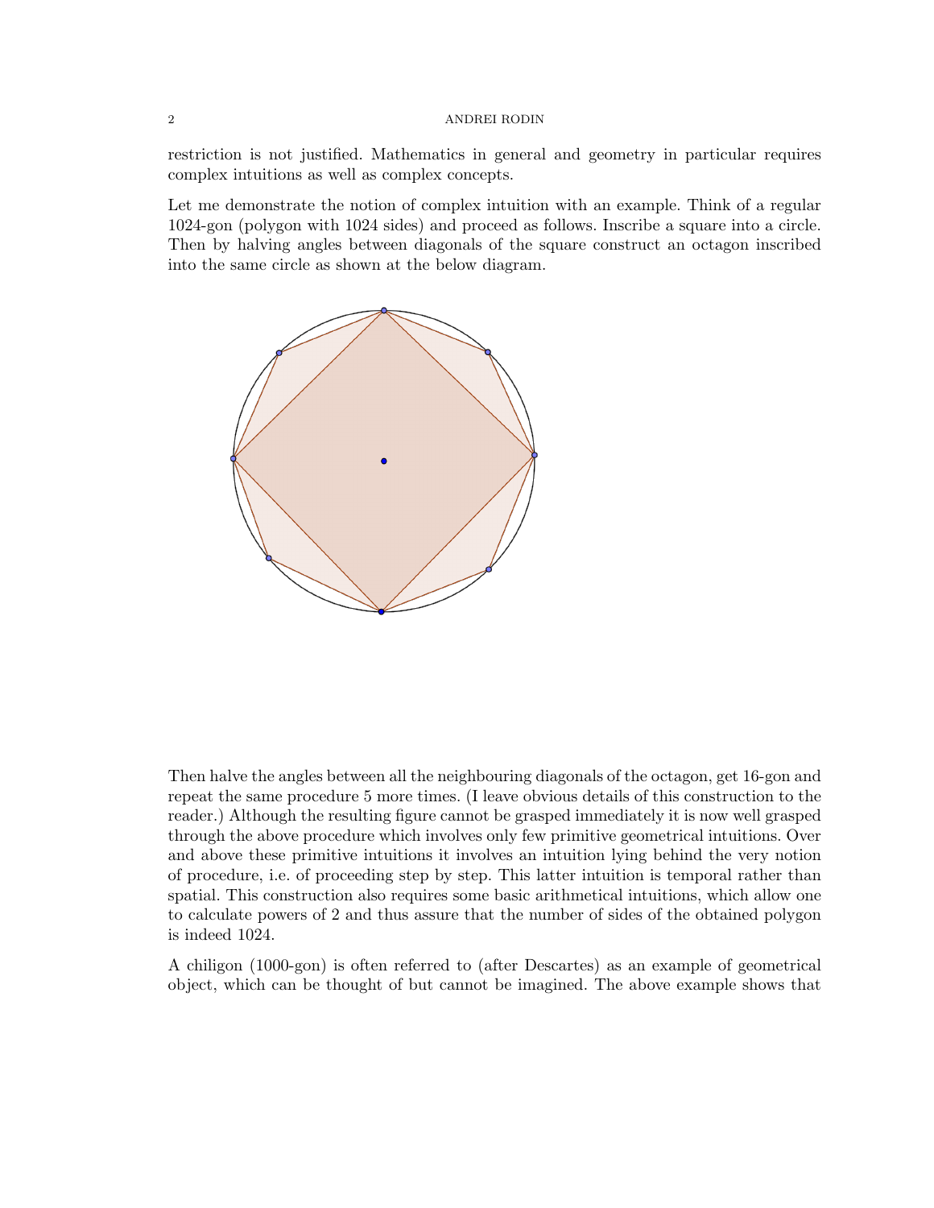restriction is not justified. Mathematics in general and geometry in particular requires complex intuitions as well as complex concepts.

Let me demonstrate the notion of complex intuition with an example. Think of a regular 1024-gon (polygon with 1024 sides) and proceed as follows. Inscribe a square into a circle. Then by halving angles between diagonals of the square construct an octagon inscribed into the same circle as shown at the below diagram.

Then halve the angles between all the neighbouring diagonals of the octagon, get 16-gon and repeat the same procedure 5 more times. (I leave obvious details of this construction to the reader.) Although the resulting figure cannot be grasped immediately it is now well grasped through the above procedure which involves only few primitive geometrical intuitions. Over and above these primitive intuitions it involves an intuition lying behind the very notion of procedure, i.e. of proceeding step by step. This latter intuition is temporal rather than spatial. This construction also requires some basic arithmetical intuitions, which allow one to calculate powers of 2 and thus assure that the number of sides of the obtained polygon is indeed 1024.

A chiligon (1000-gon) is often referred to (after Descartes) as an example of geometrical object, which can be thought of but cannot be imagined. The above example shows that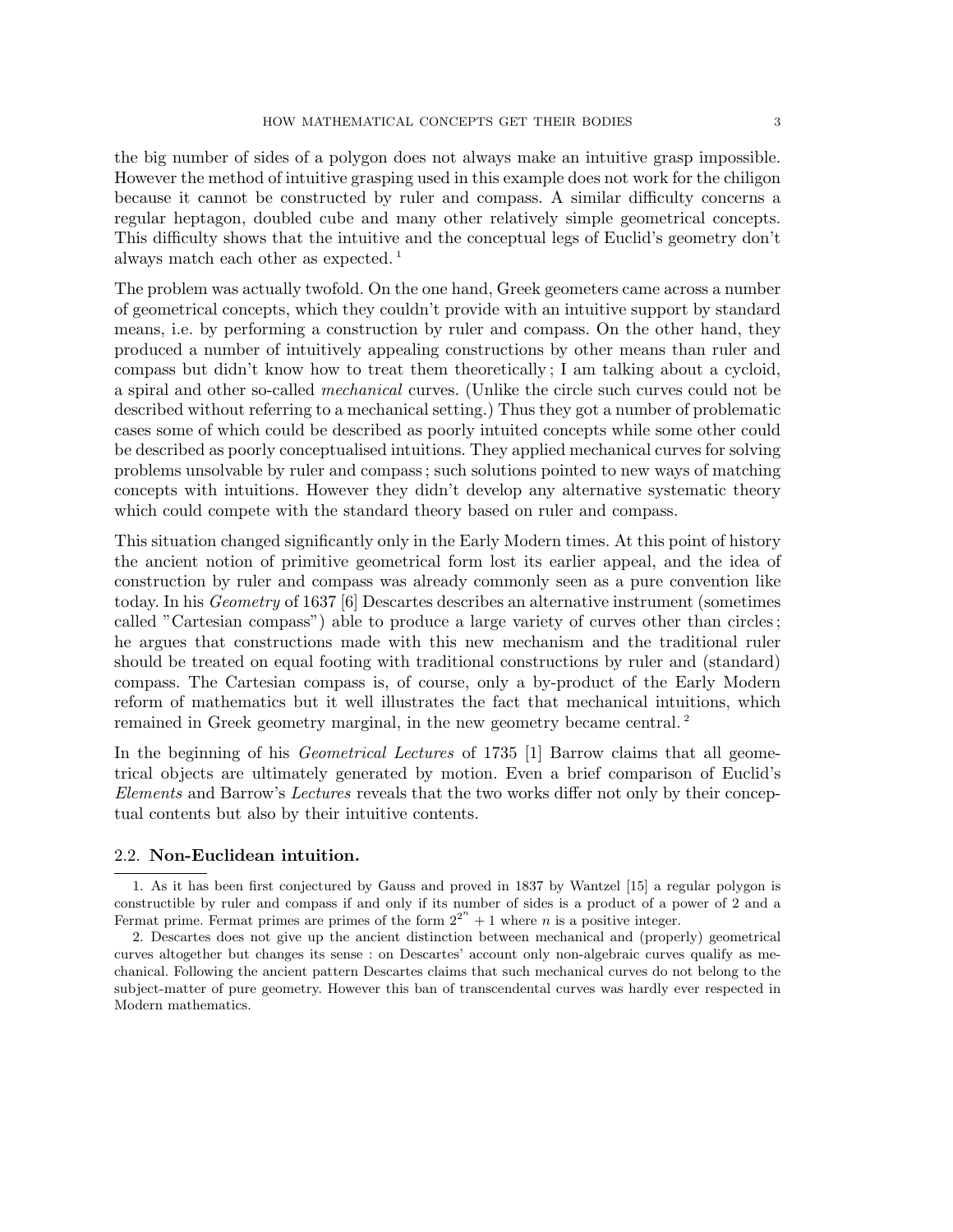the big number of sides of a polygon does not always make an intuitive grasp impossible. However the method of intuitive grasping used in this example does not work for the chiligon because it cannot be constructed by ruler and compass. A similar difficulty concerns a regular heptagon, doubled cube and many other relatively simple geometrical concepts. This difficulty shows that the intuitive and the conceptual legs of Euclid's geometry don't always match each other as expected. [1]

The problem was actually twofold. On the one hand, Greek geometers came across a number of geometrical concepts, which they couldn't provide with an intuitive support by standard means, i.e. by performing a construction by ruler and compass. On the other hand, they produced a number of intuitively appealing constructions by other means than ruler and compass but didn't know how to treat them theoretically ; I am talking about a cycloid, a spiral and other so-called *mechanical* curves. (Unlike the circle such curves could not be described without referring to a mechanical setting.) Thus they got a number of problematic cases some of which could be described as poorly intuited concepts while some other could be described as poorly conceptualised intuitions. They applied mechanical curves for solving problems unsolvable by ruler and compass ; such solutions pointed to new ways of matching concepts with intuitions. However they didn't develop any alternative systematic theory which could compete with the standard theory based on ruler and compass.

This situation changed significantly only in the Early Modern times. At this point of history the ancient notion of primitive geometrical form lost its earlier appeal, and the idea of construction by ruler and compass was already commonly seen as a pure convention like today. In his *Geometry* of 1637 [6] Descartes describes an alternative instrument (sometimes called "Cartesian compass") able to produce a large variety of curves other than circles ; he argues that constructions made with this new mechanism and the traditional ruler should be treated on equal footing with traditional constructions by ruler and (standard) compass. The Cartesian compass is, of course, only a by-product of the Early Modern reform of mathematics but it well illustrates the fact that mechanical intuitions, which remained in Greek geometry marginal, in the new geometry became central. [2]

In the beginning of his *Geometrical Lectures* of 1735 [1] Barrow claims that all geometrical objects are ultimately generated by motion. Even a brief comparison of Euclid's *Elements* and Barrow's *Lectures* reveals that the two works differ not only by their conceptual contents but also by their intuitive contents.

### 2.2. Non-Euclidean intuition.

1. As it has been first conjectured by Gauss and proved in 1837 by Wantzel [15] a regular polygon is constructible by ruler and compass if and only if its number of sides is a product of a power of 2 and a Fermat prime. Fermat primes are primes of the form $2^{2^n} + 1$ where $n$ is a positive integer.

2. Descartes does not give up the ancient distinction between mechanical and (properly) geometrical curves altogether but changes its sense : on Descartes' account only non-algebraic curves qualify as mechanical. Following the ancient pattern Descartes claims that such mechanical curves do not belong to the subject-matter of pure geometry. However this ban of transcendental curves was hardly ever respected in Modern mathematics.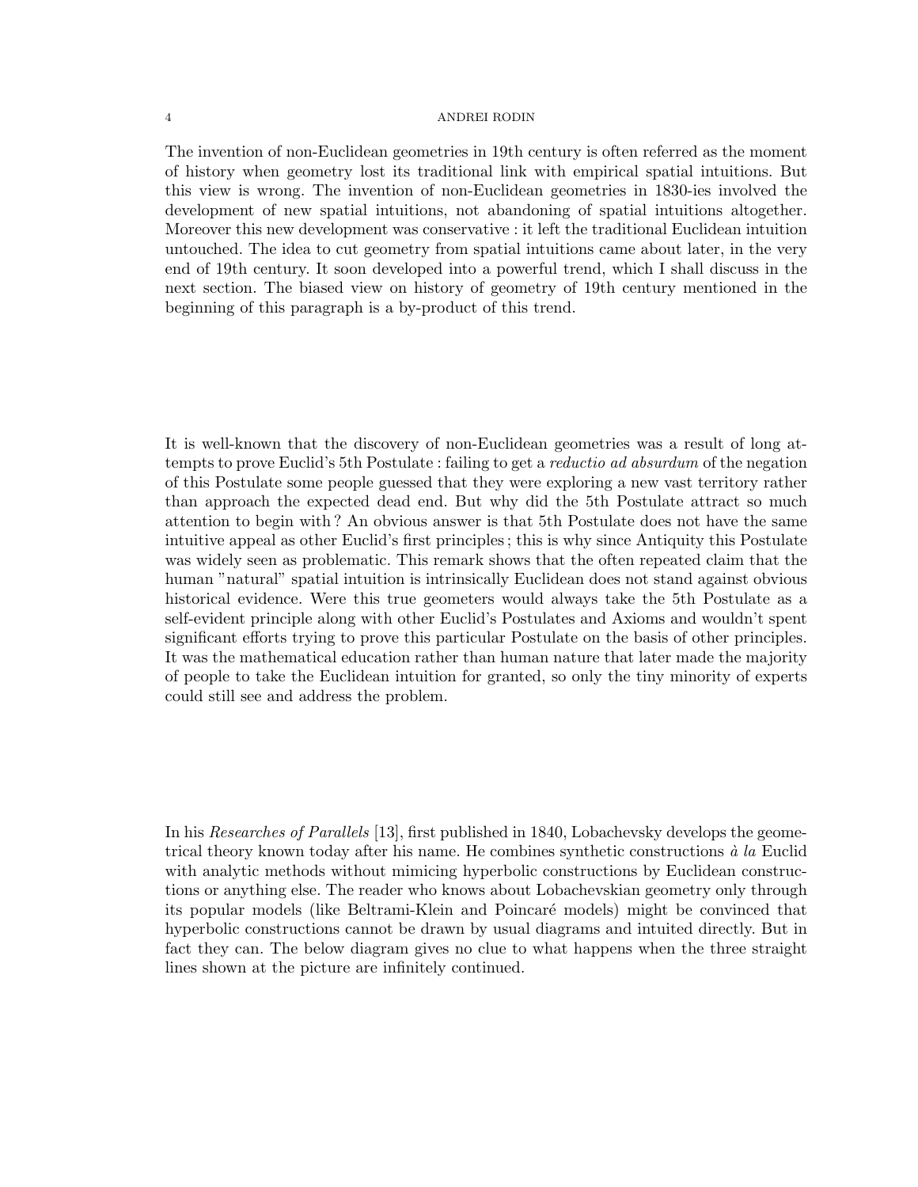The invention of non-Euclidean geometries in 19th century is often referred as the moment of history when geometry lost its traditional link with empirical spatial intuitions. But this view is wrong. The invention of non-Euclidean geometries in 1830-ies involved the development of new spatial intuitions, not abandoning of spatial intuitions altogether. Moreover this new development was conservative : it left the traditional Euclidean intuition untouched. The idea to cut geometry from spatial intuitions came about later, in the very end of 19th century. It soon developed into a powerful trend, which I shall discuss in the next section. The biased view on history of geometry of 19th century mentioned in the beginning of this paragraph is a by-product of this trend.

It is well-known that the discovery of non-Euclidean geometries was a result of long attempts to prove Euclid's 5th Postulate : failing to get a *reductio ad absurdum* of the negation of this Postulate some people guessed that they were exploring a new vast territory rather than approach the expected dead end. But why did the 5th Postulate attract so much attention to begin with ? An obvious answer is that 5th Postulate does not have the same intuitive appeal as other Euclid's first principles ; this is why since Antiquity this Postulate was widely seen as problematic. This remark shows that the often repeated claim that the human "natural" spatial intuition is intrinsically Euclidean does not stand against obvious historical evidence. Were this true geometers would always take the 5th Postulate as a self-evident principle along with other Euclid's Postulates and Axioms and wouldn't spent significant efforts trying to prove this particular Postulate on the basis of other principles. It was the mathematical education rather than human nature that later made the majority of people to take the Euclidean intuition for granted, so only the tiny minority of experts could still see and address the problem.

In his *Researches of Parallels* [13], first published in 1840, Lobachevsky develops the geometrical theory known today after his name. He combines synthetic constructions *à la* Euclid with analytic methods without mimicing hyperbolic constructions by Euclidean constructions or anything else. The reader who knows about Lobachevskian geometry only through its popular models (like Beltrami-Klein and Poincaré models) might be convinced that hyperbolic constructions cannot be drawn by usual diagrams and intuited directly. But in fact they can. The below diagram gives no clue to what happens when the three straight lines shown at the picture are infinitely continued.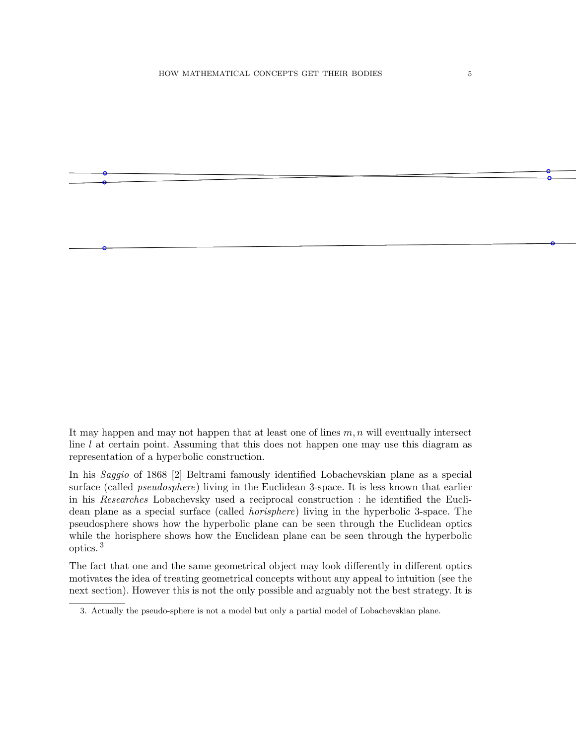It may happen and may not happen that at least one of lines $m, n$ will eventually intersect line $l$ at certain point. Assuming that this does not happen one may use this diagram as representation of a hyperbolic construction.

In his *Saggio* of 1868 [2] Beltrami famously identified Lobachevskian plane as a special surface (called *pseudosphere*) living in the Euclidean 3-space. It is less known that earlier in his *Researches* Lobachevsky used a reciprocal construction : he identified the Euclidean plane as a special surface (called *horisphere*) living in the hyperbolic 3-space. The pseudosphere shows how the hyperbolic plane can be seen through the Euclidean optics while the horisphere shows how the Euclidean plane can be seen through the hyperbolic optics. [3]

The fact that one and the same geometrical object may look differently in different optics motivates the idea of treating geometrical concepts without any appeal to intuition (see the next section). However this is not the only possible and arguably not the best strategy. It is

3. Actually the pseudo-sphere is not a model but only a partial model of Lobachevskian plane.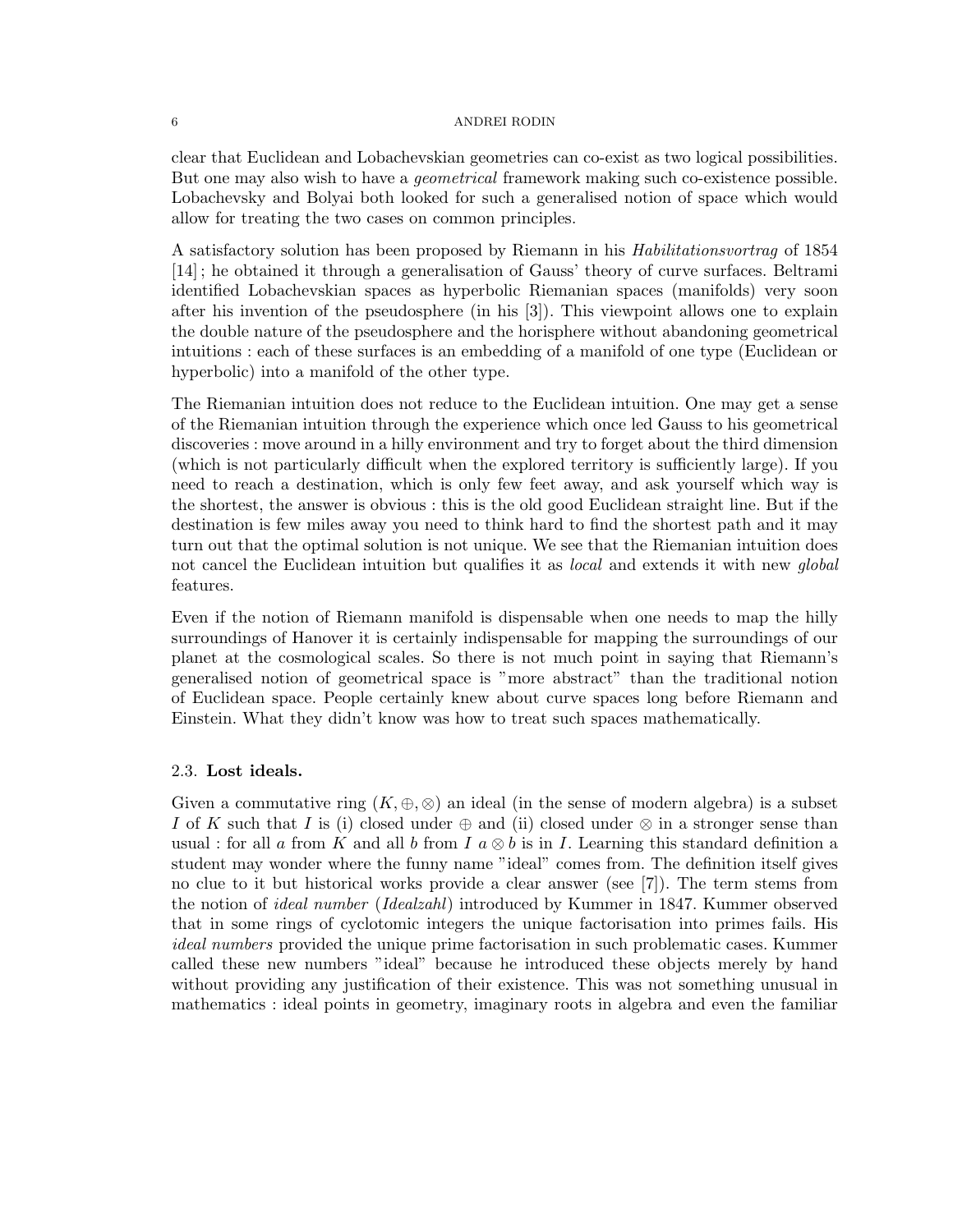clear that Euclidean and Lobachevskian geometries can co-exist as two logical possibilities. But one may also wish to have a *geometrical* framework making such co-existence possible. Lobachevsky and Bolyai both looked for such a generalised notion of space which would allow for treating the two cases on common principles.

A satisfactory solution has been proposed by Riemann in his *Habilitationsvortrag* of 1854 [14] ; he obtained it through a generalisation of Gauss' theory of curve surfaces. Beltrami identified Lobachevskian spaces as hyperbolic Riemanian spaces (manifolds) very soon after his invention of the pseudosphere (in his [3]). This viewpoint allows one to explain the double nature of the pseudosphere and the horisphere without abandoning geometrical intuitions : each of these surfaces is an embedding of a manifold of one type (Euclidean or hyperbolic) into a manifold of the other type.

The Riemanian intuition does not reduce to the Euclidean intuition. One may get a sense of the Riemanian intuition through the experience which once led Gauss to his geometrical discoveries : move around in a hilly environment and try to forget about the third dimension (which is not particularly difficult when the explored territory is sufficiently large). If you need to reach a destination, which is only few feet away, and ask yourself which way is the shortest, the answer is obvious : this is the old good Euclidean straight line. But if the destination is few miles away you need to think hard to find the shortest path and it may turn out that the optimal solution is not unique. We see that the Riemanian intuition does not cancel the Euclidean intuition but qualifies it as *local* and extends it with new *global* features.

Even if the notion of Riemann manifold is dispensable when one needs to map the hilly surroundings of Hanover it is certainly indispensable for mapping the surroundings of our planet at the cosmological scales. So there is not much point in saying that Riemann's generalised notion of geometrical space is "more abstract" than the traditional notion of Euclidean space. People certainly knew about curve spaces long before Riemann and Einstein. What they didn't know was how to treat such spaces mathematically.

### 2.3. **Lost ideals.**

Given a commutative ring $(K, \oplus, \otimes)$ an ideal (in the sense of modern algebra) is a subset $I$ of $K$ such that $I$ is (i) closed under $\oplus$ and (ii) closed under $\otimes$ in a stronger sense than usual : for all $a$ from $K$ and all $b$ from $I$ $a \otimes b$ is in $I$. Learning this standard definition a student may wonder where the funny name "ideal" comes from. The definition itself gives no clue to it but historical works provide a clear answer (see [7]). The term stems from the notion of *ideal number* (*Idealzahl*) introduced by Kummer in 1847. Kummer observed that in some rings of cyclotomic integers the unique factorisation into primes fails. His *ideal numbers* provided the unique prime factorisation in such problematic cases. Kummer called these new numbers "ideal" because he introduced these objects merely by hand without providing any justification of their existence. This was not something unusual in mathematics : ideal points in geometry, imaginary roots in algebra and even the familiar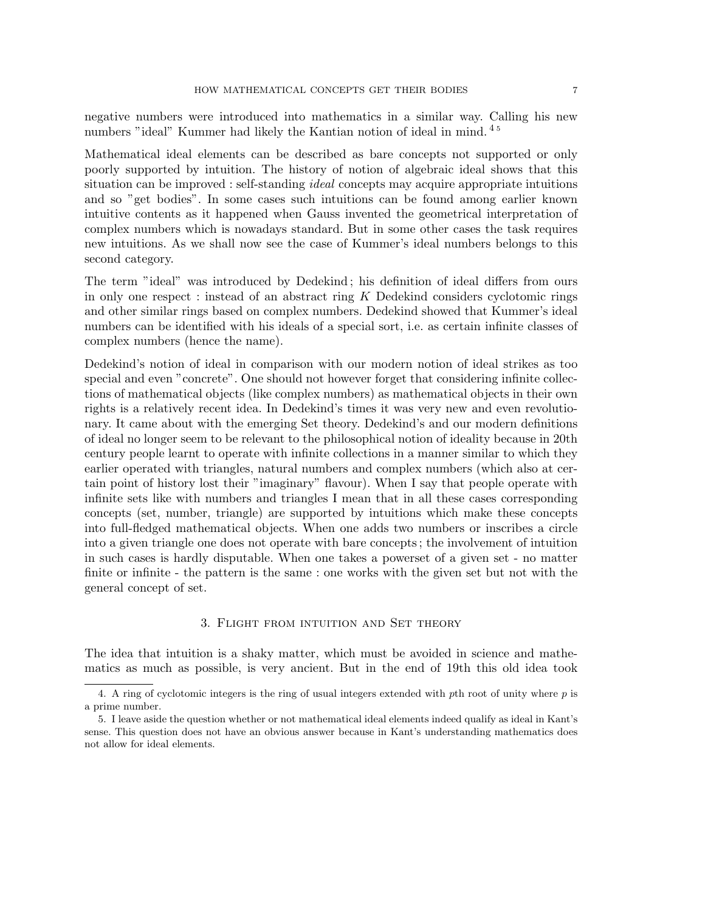negative numbers were introduced into mathematics in a similar way. Calling his new numbers "ideal" Kummer had likely the Kantian notion of ideal in mind. [4] [5]

Mathematical ideal elements can be described as bare concepts not supported or only poorly supported by intuition. The history of notion of algebraic ideal shows that this situation can be improved : self-standing *ideal* concepts may acquire appropriate intuitions and so "get bodies". In some cases such intuitions can be found among earlier known intuitive contents as it happened when Gauss invented the geometrical interpretation of complex numbers which is nowadays standard. But in some other cases the task requires new intuitions. As we shall now see the case of Kummer's ideal numbers belongs to this second category.

The term "ideal" was introduced by Dedekind ; his definition of ideal differs from ours in only one respect : instead of an abstract ring $K$ Dedekind considers cyclotomic rings and other similar rings based on complex numbers. Dedekind showed that Kummer's ideal numbers can be identified with his ideals of a special sort, i.e. as certain infinite classes of complex numbers (hence the name).

Dedekind's notion of ideal in comparison with our modern notion of ideal strikes as too special and even "concrete". One should not however forget that considering infinite collections of mathematical objects (like complex numbers) as mathematical objects in their own rights is a relatively recent idea. In Dedekind's times it was very new and even revolutionary. It came about with the emerging Set theory. Dedekind's and our modern definitions of ideal no longer seem to be relevant to the philosophical notion of ideality because in 20th century people learnt to operate with infinite collections in a manner similar to which they earlier operated with triangles, natural numbers and complex numbers (which also at certain point of history lost their "imaginary" flavour). When I say that people operate with infinite sets like with numbers and triangles I mean that in all these cases corresponding concepts (set, number, triangle) are supported by intuitions which make these concepts into full-fledged mathematical objects. When one adds two numbers or inscribes a circle into a given triangle one does not operate with bare concepts ; the involvement of intuition in such cases is hardly disputable. When one takes a powerset of a given set - no matter finite or infinite - the pattern is the same : one works with the given set but not with the general concept of set.

## 3. Flight from intuition and Set theory

The idea that intuition is a shaky matter, which must be avoided in science and mathematics as much as possible, is very ancient. But in the end of 19th this old idea took

---

4. A ring of cyclotomic integers is the ring of usual integers extended with $p$th root of unity where $p$ is a prime number.

5. I leave aside the question whether or not mathematical ideal elements indeed qualify as ideal in Kant's sense. This question does not have an obvious answer because in Kant's understanding mathematics does not allow for ideal elements.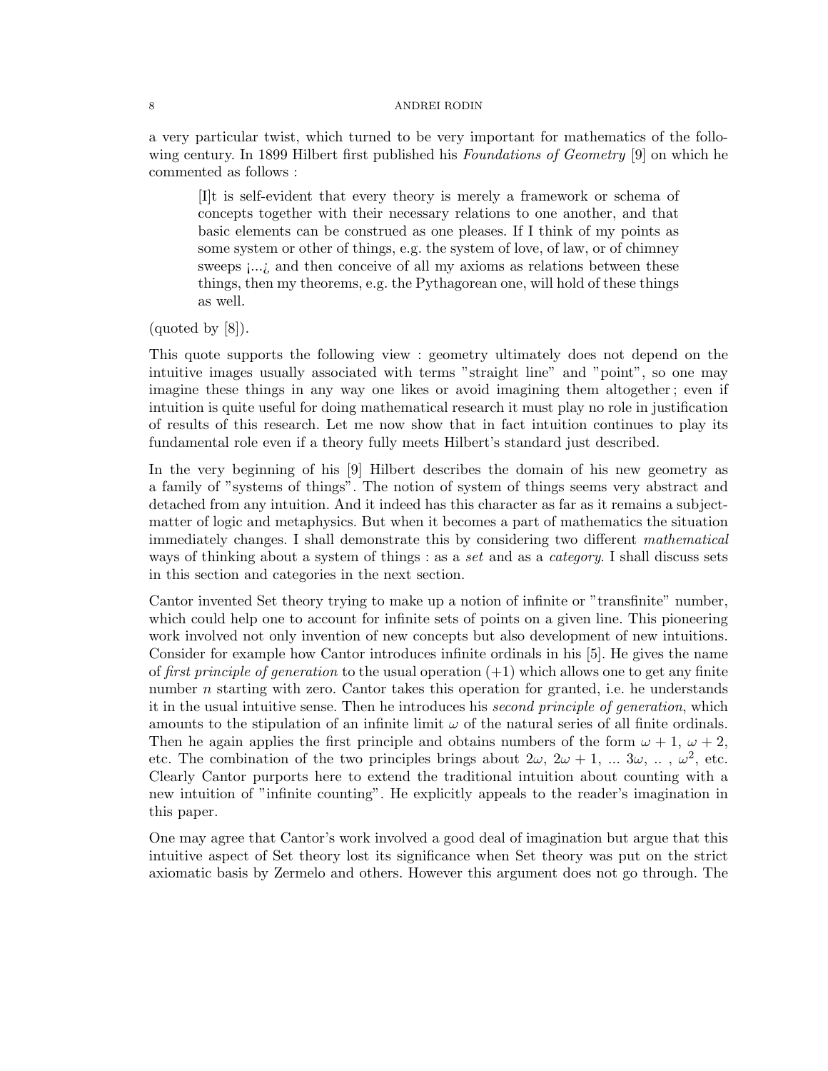a very particular twist, which turned to be very important for mathematics of the following century. In 1899 Hilbert first published his *Foundations of Geometry* [9] on which he commented as follows :

> [I]t is self-evident that every theory is merely a framework or schema of concepts together with their necessary relations to one another, and that basic elements can be construed as one pleases. If I think of my points as some system or other of things, e.g. the system of love, of law, or of chimney sweeps ¡...¿ and then conceive of all my axioms as relations between these things, then my theorems, e.g. the Pythagorean one, will hold of these things as well.

(quoted by [8]).

This quote supports the following view : geometry ultimately does not depend on the intuitive images usually associated with terms "straight line" and "point", so one may imagine these things in any way one likes or avoid imagining them altogether ; even if intuition is quite useful for doing mathematical research it must play no role in justification of results of this research. Let me now show that in fact intuition continues to play its fundamental role even if a theory fully meets Hilbert's standard just described.

In the very beginning of his [9] Hilbert describes the domain of his new geometry as a family of "systems of things". The notion of system of things seems very abstract and detached from any intuition. And it indeed has this character as far as it remains a subject-matter of logic and metaphysics. But when it becomes a part of mathematics the situation immediately changes. I shall demonstrate this by considering two different *mathematical* ways of thinking about a system of things : as a *set* and as a *category*. I shall discuss sets in this section and categories in the next section.

Cantor invented Set theory trying to make up a notion of infinite or "transfinite" number, which could help one to account for infinite sets of points on a given line. This pioneering work involved not only invention of new concepts but also development of new intuitions. Consider for example how Cantor introduces infinite ordinals in his [5]. He gives the name of *first principle of generation* to the usual operation $(+1)$ which allows one to get any finite number $n$ starting with zero. Cantor takes this operation for granted, i.e. he understands it in the usual intuitive sense. Then he introduces his *second principle of generation*, which amounts to the stipulation of an infinite limit $\omega$ of the natural series of all finite ordinals. Then he again applies the first principle and obtains numbers of the form $\omega + 1$, $\omega + 2$, etc. The combination of the two principles brings about $2\omega$, $2\omega + 1$, ... $3\omega$, .. , $\omega^2$, etc. Clearly Cantor purports here to extend the traditional intuition about counting with a new intuition of "infinite counting". He explicitly appeals to the reader's imagination in this paper.

One may agree that Cantor's work involved a good deal of imagination but argue that this intuitive aspect of Set theory lost its significance when Set theory was put on the strict axiomatic basis by Zermelo and others. However this argument does not go through. The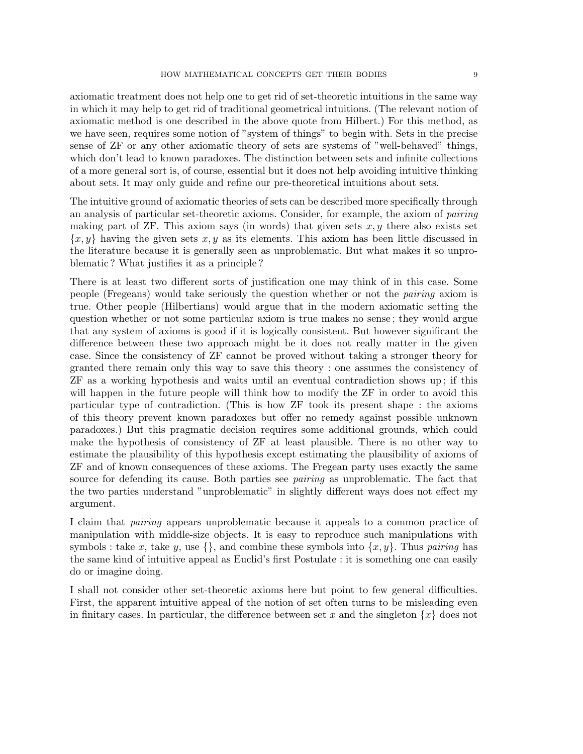axiomatic treatment does not help one to get rid of set-theoretic intuitions in the same way in which it may help to get rid of traditional geometrical intuitions. (The relevant notion of axiomatic method is one described in the above quote from Hilbert.) For this method, as we have seen, requires some notion of "system of things" to begin with. Sets in the precise sense of ZF or any other axiomatic theory of sets are systems of "well-behaved" things, which don't lead to known paradoxes. The distinction between sets and infinite collections of a more general sort is, of course, essential but it does not help avoiding intuitive thinking about sets. It may only guide and refine our pre-theoretical intuitions about sets.

The intuitive ground of axiomatic theories of sets can be described more specifically through an analysis of particular set-theoretic axioms. Consider, for example, the axiom of *pairing* making part of ZF. This axiom says (in words) that given sets $x, y$ there also exists set $\{x, y\}$ having the given sets $x, y$ as its elements. This axiom has been little discussed in the literature because it is generally seen as unproblematic. But what makes it so unproblematic ? What justifies it as a principle ?

There is at least two different sorts of justification one may think of in this case. Some people (Fregeans) would take seriously the question whether or not the *pairing* axiom is true. Other people (Hilbertians) would argue that in the modern axiomatic setting the question whether or not some particular axiom is true makes no sense ; they would argue that any system of axioms is good if it is logically consistent. But however significant the difference between these two approach might be it does not really matter in the given case. Since the consistency of ZF cannot be proved without taking a stronger theory for granted there remain only this way to save this theory : one assumes the consistency of ZF as a working hypothesis and waits until an eventual contradiction shows up ; if this will happen in the future people will think how to modify the ZF in order to avoid this particular type of contradiction. (This is how ZF took its present shape : the axioms of this theory prevent known paradoxes but offer no remedy against possible unknown paradoxes.) But this pragmatic decision requires some additional grounds, which could make the hypothesis of consistency of ZF at least plausible. There is no other way to estimate the plausibility of this hypothesis except estimating the plausibility of axioms of ZF and of known consequences of these axioms. The Fregean party uses exactly the same source for defending its cause. Both parties see *pairing* as unproblematic. The fact that the two parties understand "unproblematic" in slightly different ways does not effect my argument.

I claim that *pairing* appears unproblematic because it appeals to a common practice of manipulation with middle-size objects. It is easy to reproduce such manipulations with symbols : take $x$, take $y$, use $\{\}$, and combine these symbols into $\{x, y\}$. Thus *pairing* has the same kind of intuitive appeal as Euclid's first Postulate : it is something one can easily do or imagine doing.

I shall not consider other set-theoretic axioms here but point to few general difficulties. First, the apparent intuitive appeal of the notion of set often turns to be misleading even in finitary cases. In particular, the difference between set $x$ and the singleton $\{x\}$ does not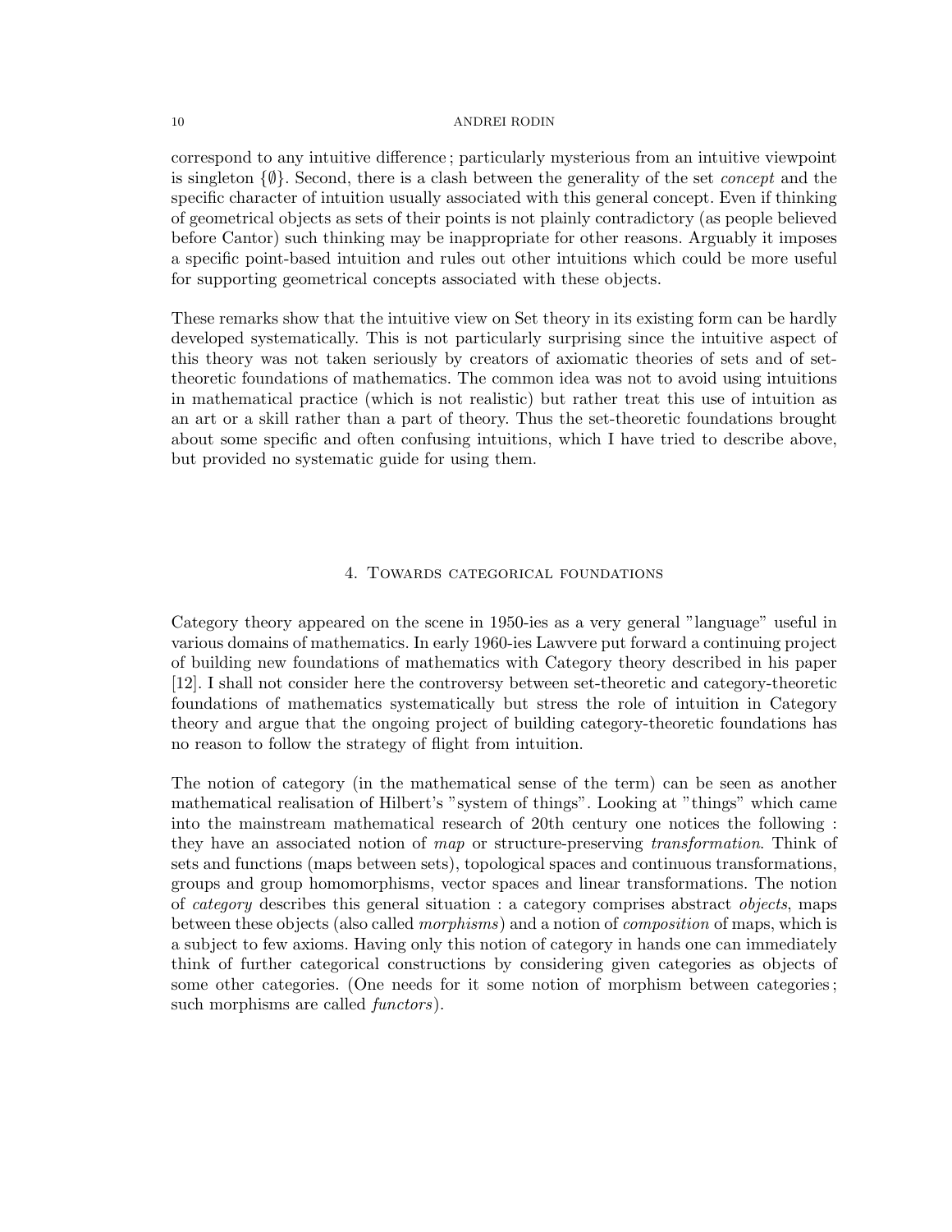correspond to any intuitive difference ; particularly mysterious from an intuitive viewpoint is singleton $\{\emptyset\}$. Second, there is a clash between the generality of the set *concept* and the specific character of intuition usually associated with this general concept. Even if thinking of geometrical objects as sets of their points is not plainly contradictory (as people believed before Cantor) such thinking may be inappropriate for other reasons. Arguably it imposes a specific point-based intuition and rules out other intuitions which could be more useful for supporting geometrical concepts associated with these objects.

These remarks show that the intuitive view on Set theory in its existing form can be hardly developed systematically. This is not particularly surprising since the intuitive aspect of this theory was not taken seriously by creators of axiomatic theories of sets and of set-theoretic foundations of mathematics. The common idea was not to avoid using intuitions in mathematical practice (which is not realistic) but rather treat this use of intuition as an art or a skill rather than a part of theory. Thus the set-theoretic foundations brought about some specific and often confusing intuitions, which I have tried to describe above, but provided no systematic guide for using them.

## 4. Towards categorical foundations

Category theory appeared on the scene in 1950-ies as a very general "language" useful in various domains of mathematics. In early 1960-ies Lawvere put forward a continuing project of building new foundations of mathematics with Category theory described in his paper [12]. I shall not consider here the controversy between set-theoretic and category-theoretic foundations of mathematics systematically but stress the role of intuition in Category theory and argue that the ongoing project of building category-theoretic foundations has no reason to follow the strategy of flight from intuition.

The notion of category (in the mathematical sense of the term) can be seen as another mathematical realisation of Hilbert's "system of things". Looking at "things" which came into the mainstream mathematical research of 20th century one notices the following : they have an associated notion of *map* or structure-preserving *transformation*. Think of sets and functions (maps between sets), topological spaces and continuous transformations, groups and group homomorphisms, vector spaces and linear transformations. The notion of *category* describes this general situation : a category comprises abstract *objects*, maps between these objects (also called *morphisms*) and a notion of *composition* of maps, which is a subject to few axioms. Having only this notion of category in hands one can immediately think of further categorical constructions by considering given categories as objects of some other categories. (One needs for it some notion of morphism between categories ; such morphisms are called *functors*).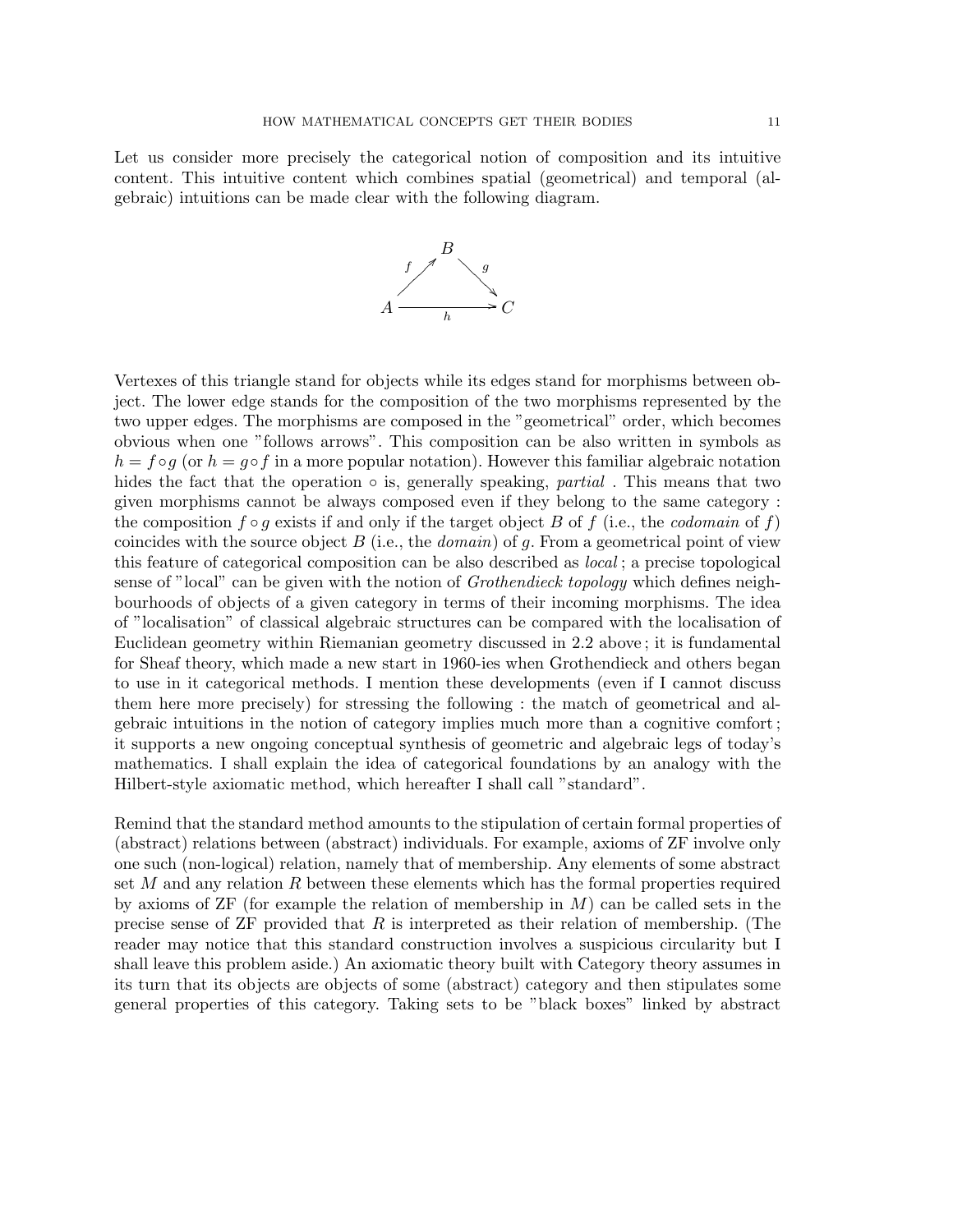Let us consider more precisely the categorical notion of composition and its intuitive content. This intuitive content which combines spatial (geometrical) and temporal (algebraic) intuitions can be made clear with the following diagram.

$$
\begin{array}{ccc}
 & B & \\
{\scriptstyle f}\nearrow & & \searrow{\scriptstyle g} \\
A & \xrightarrow[h]{\qquad} & C
\end{array}
$$

Vertexes of this triangle stand for objects while its edges stand for morphisms between object. The lower edge stands for the composition of the two morphisms represented by the two upper edges. The morphisms are composed in the "geometrical" order, which becomes obvious when one "follows arrows". This composition can be also written in symbols as $h = f \circ g$ (or $h = g \circ f$ in a more popular notation). However this familiar algebraic notation hides the fact that the operation $\circ$ is, generally speaking, *partial* . This means that two given morphisms cannot be always composed even if they belong to the same category : the composition $f \circ g$ exists if and only if the target object $B$ of $f$ (i.e., the *codomain* of $f$) coincides with the source object $B$ (i.e., the *domain*) of $g$. From a geometrical point of view this feature of categorical composition can be also described as *local* ; a precise topological sense of "local" can be given with the notion of *Grothendieck topology* which defines neighbourhoods of objects of a given category in terms of their incoming morphisms. The idea of "localisation" of classical algebraic structures can be compared with the localisation of Euclidean geometry within Riemanian geometry discussed in 2.2 above ; it is fundamental for Sheaf theory, which made a new start in 1960-ies when Grothendieck and others began to use in it categorical methods. I mention these developments (even if I cannot discuss them here more precisely) for stressing the following : the match of geometrical and algebraic intuitions in the notion of category implies much more than a cognitive comfort ; it supports a new ongoing conceptual synthesis of geometric and algebraic legs of today's mathematics. I shall explain the idea of categorical foundations by an analogy with the Hilbert-style axiomatic method, which hereafter I shall call "standard".

Remind that the standard method amounts to the stipulation of certain formal properties of (abstract) relations between (abstract) individuals. For example, axioms of ZF involve only one such (non-logical) relation, namely that of membership. Any elements of some abstract set $M$ and any relation $R$ between these elements which has the formal properties required by axioms of ZF (for example the relation of membership in $M$) can be called sets in the precise sense of ZF provided that $R$ is interpreted as their relation of membership. (The reader may notice that this standard construction involves a suspicious circularity but I shall leave this problem aside.) An axiomatic theory built with Category theory assumes in its turn that its objects are objects of some (abstract) category and then stipulates some general properties of this category. Taking sets to be "black boxes" linked by abstract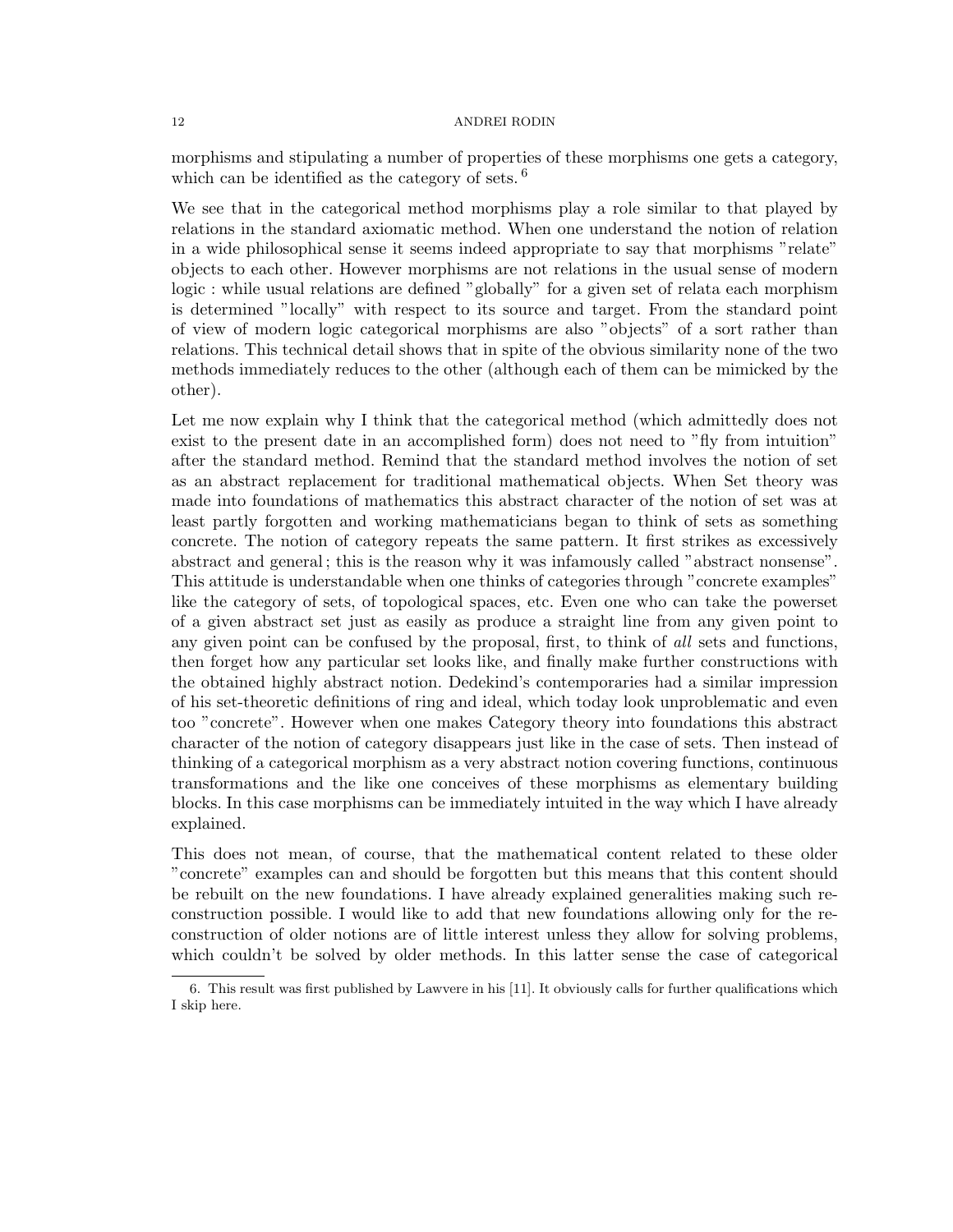morphisms and stipulating a number of properties of these morphisms one gets a category, which can be identified as the category of sets. [6]

We see that in the categorical method morphisms play a role similar to that played by relations in the standard axiomatic method. When one understand the notion of relation in a wide philosophical sense it seems indeed appropriate to say that morphisms "relate" objects to each other. However morphisms are not relations in the usual sense of modern logic : while usual relations are defined "globally" for a given set of relata each morphism is determined "locally" with respect to its source and target. From the standard point of view of modern logic categorical morphisms are also "objects" of a sort rather than relations. This technical detail shows that in spite of the obvious similarity none of the two methods immediately reduces to the other (although each of them can be mimicked by the other).

Let me now explain why I think that the categorical method (which admittedly does not exist to the present date in an accomplished form) does not need to "fly from intuition" after the standard method. Remind that the standard method involves the notion of set as an abstract replacement for traditional mathematical objects. When Set theory was made into foundations of mathematics this abstract character of the notion of set was at least partly forgotten and working mathematicians began to think of sets as something concrete. The notion of category repeats the same pattern. It first strikes as excessively abstract and general ; this is the reason why it was infamously called "abstract nonsense". This attitude is understandable when one thinks of categories through "concrete examples" like the category of sets, of topological spaces, etc. Even one who can take the powerset of a given abstract set just as easily as produce a straight line from any given point to any given point can be confused by the proposal, first, to think of *all* sets and functions, then forget how any particular set looks like, and finally make further constructions with the obtained highly abstract notion. Dedekind's contemporaries had a similar impression of his set-theoretic definitions of ring and ideal, which today look unproblematic and even too "concrete". However when one makes Category theory into foundations this abstract character of the notion of category disappears just like in the case of sets. Then instead of thinking of a categorical morphism as a very abstract notion covering functions, continuous transformations and the like one conceives of these morphisms as elementary building blocks. In this case morphisms can be immediately intuited in the way which I have already explained.

This does not mean, of course, that the mathematical content related to these older "concrete" examples can and should be forgotten but this means that this content should be rebuilt on the new foundations. I have already explained generalities making such reconstruction possible. I would like to add that new foundations allowing only for the reconstruction of older notions are of little interest unless they allow for solving problems, which couldn't be solved by older methods. In this latter sense the case of categorical

---

6. This result was first published by Lawvere in his [11]. It obviously calls for further qualifications which I skip here.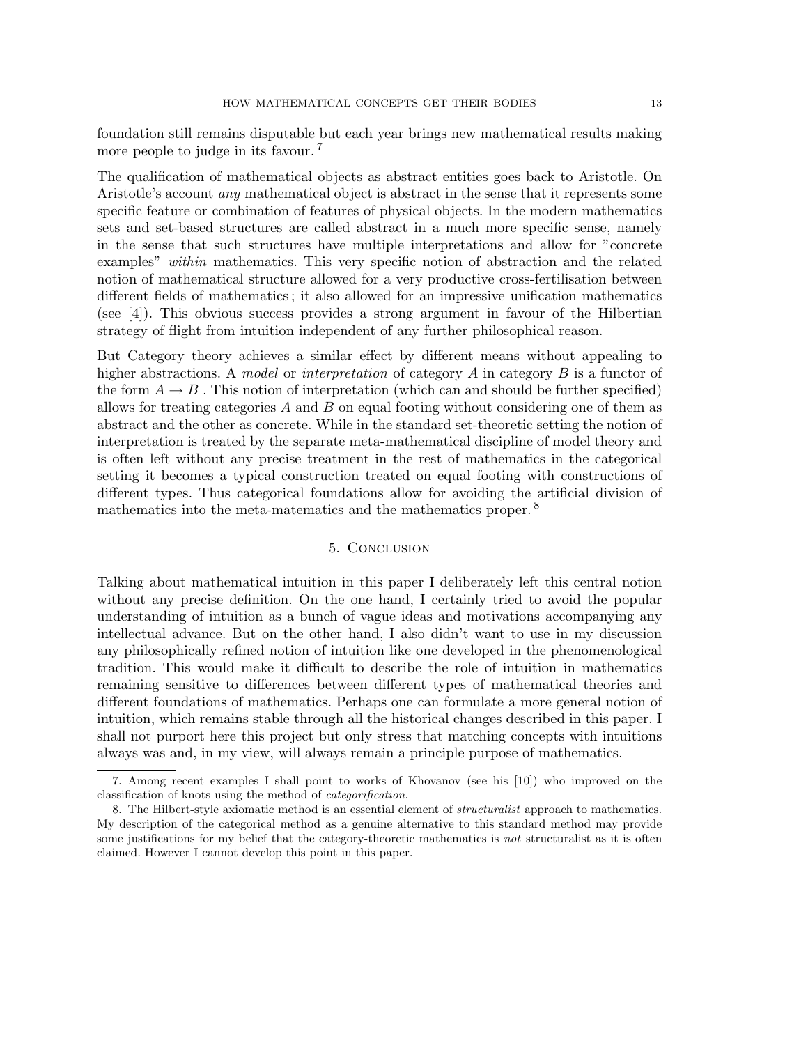foundation still remains disputable but each year brings new mathematical results making more people to judge in its favour.[7]

The qualification of mathematical objects as abstract entities goes back to Aristotle. On Aristotle's account *any* mathematical object is abstract in the sense that it represents some specific feature or combination of features of physical objects. In the modern mathematics sets and set-based structures are called abstract in a much more specific sense, namely in the sense that such structures have multiple interpretations and allow for "concrete examples" *within* mathematics. This very specific notion of abstraction and the related notion of mathematical structure allowed for a very productive cross-fertilisation between different fields of mathematics ; it also allowed for an impressive unification mathematics (see [4]). This obvious success provides a strong argument in favour of the Hilbertian strategy of flight from intuition independent of any further philosophical reason.

But Category theory achieves a similar effect by different means without appealing to higher abstractions. A *model* or *interpretation* of category $A$ in category $B$ is a functor of the form $A \to B$ . This notion of interpretation (which can and should be further specified) allows for treating categories $A$ and $B$ on equal footing without considering one of them as abstract and the other as concrete. While in the standard set-theoretic setting the notion of interpretation is treated by the separate meta-mathematical discipline of model theory and is often left without any precise treatment in the rest of mathematics in the categorical setting it becomes a typical construction treated on equal footing with constructions of different types. Thus categorical foundations allow for avoiding the artificial division of mathematics into the meta-matematics and the mathematics proper.[8]

## 5. Conclusion

Talking about mathematical intuition in this paper I deliberately left this central notion without any precise definition. On the one hand, I certainly tried to avoid the popular understanding of intuition as a bunch of vague ideas and motivations accompanying any intellectual advance. But on the other hand, I also didn't want to use in my discussion any philosophically refined notion of intuition like one developed in the phenomenological tradition. This would make it difficult to describe the role of intuition in mathematics remaining sensitive to differences between different types of mathematical theories and different foundations of mathematics. Perhaps one can formulate a more general notion of intuition, which remains stable through all the historical changes described in this paper. I shall not purport here this project but only stress that matching concepts with intuitions always was and, in my view, will always remain a principle purpose of mathematics.

---

7. Among recent examples I shall point to works of Khovanov (see his [10]) who improved on the classification of knots using the method of *categorification*.

8. The Hilbert-style axiomatic method is an essential element of *structuralist* approach to mathematics. My description of the categorical method as a genuine alternative to this standard method may provide some justifications for my belief that the category-theoretic mathematics is *not* structuralist as it is often claimed. However I cannot develop this point in this paper.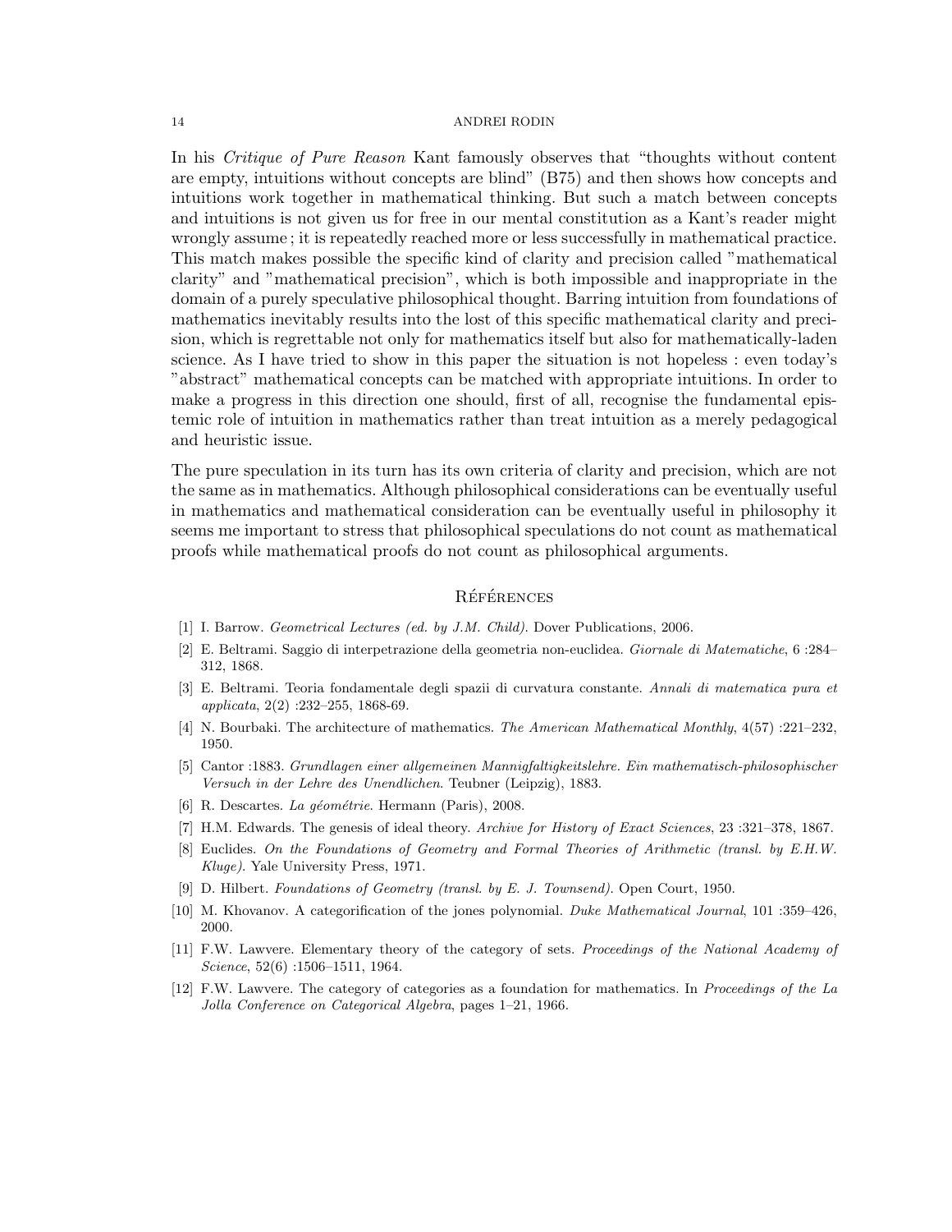In his *Critique of Pure Reason* Kant famously observes that "thoughts without content are empty, intuitions without concepts are blind" (B75) and then shows how concepts and intuitions work together in mathematical thinking. But such a match between concepts and intuitions is not given us for free in our mental constitution as a Kant's reader might wrongly assume ; it is repeatedly reached more or less successfully in mathematical practice. This match makes possible the specific kind of clarity and precision called "mathematical clarity" and "mathematical precision", which is both impossible and inappropriate in the domain of a purely speculative philosophical thought. Barring intuition from foundations of mathematics inevitably results into the lost of this specific mathematical clarity and precision, which is regrettable not only for mathematics itself but also for mathematically-laden science. As I have tried to show in this paper the situation is not hopeless : even today's "abstract" mathematical concepts can be matched with appropriate intuitions. In order to make a progress in this direction one should, first of all, recognise the fundamental epistemic role of intuition in mathematics rather than treat intuition as a merely pedagogical and heuristic issue.

The pure speculation in its turn has its own criteria of clarity and precision, which are not the same as in mathematics. Although philosophical considerations can be eventually useful in mathematics and mathematical consideration can be eventually useful in philosophy it seems me important to stress that philosophical speculations do not count as mathematical proofs while mathematical proofs do not count as philosophical arguments.

## Références

[1] I. Barrow. *Geometrical Lectures (ed. by J.M. Child)*. Dover Publications, 2006.

[2] E. Beltrami. Saggio di interpetrazione della geometria non-euclidea. *Giornale di Matematiche*, 6 :284–312, 1868.

[3] E. Beltrami. Teoria fondamentale degli spazii di curvatura constante. *Annali di matematica pura et applicata*, 2(2) :232–255, 1868-69.

[4] N. Bourbaki. The architecture of mathematics. *The American Mathematical Monthly*, 4(57) :221–232, 1950.

[5] Cantor :1883. *Grundlagen einer allgemeinen Mannigfaltigkeitslehre. Ein mathematisch-philosophischer Versuch in der Lehre des Unendlichen*. Teubner (Leipzig), 1883.

[6] R. Descartes. *La géométrie*. Hermann (Paris), 2008.

[7] H.M. Edwards. The genesis of ideal theory. *Archive for History of Exact Sciences*, 23 :321–378, 1867.

[8] Euclides. *On the Foundations of Geometry and Formal Theories of Arithmetic (transl. by E.H.W. Kluge)*. Yale University Press, 1971.

[9] D. Hilbert. *Foundations of Geometry (transl. by E. J. Townsend)*. Open Court, 1950.

[10] M. Khovanov. A categorification of the jones polynomial. *Duke Mathematical Journal*, 101 :359–426, 2000.

[11] F.W. Lawvere. Elementary theory of the category of sets. *Proceedings of the National Academy of Science*, 52(6) :1506–1511, 1964.

[12] F.W. Lawvere. The category of categories as a foundation for mathematics. In *Proceedings of the La Jolla Conference on Categorical Algebra*, pages 1–21, 1966.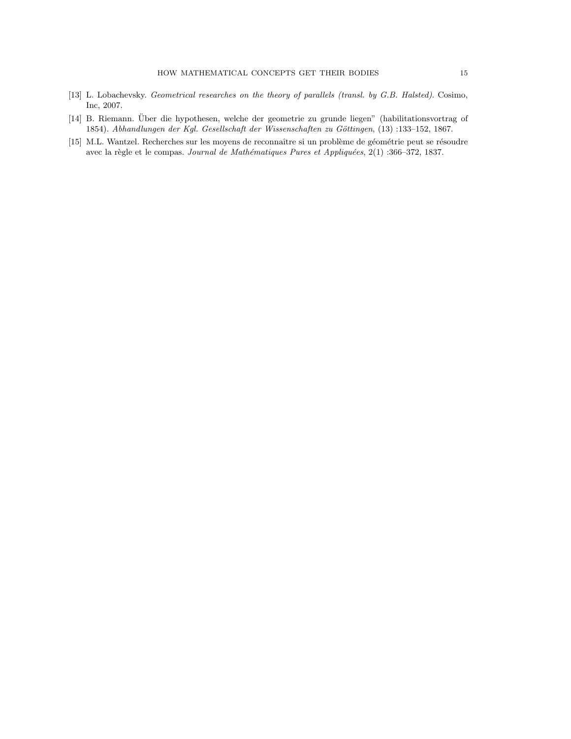[13] L. Lobachevsky. *Geometrical researches on the theory of parallels (transl. by G.B. Halsted)*. Cosimo, Inc, 2007.

[14] B. Riemann. Über die hypothesen, welche der geometrie zu grunde liegen" (habilitationsvortrag of 1854). *Abhandlungen der Kgl. Gesellschaft der Wissenschaften zu Göttingen*, (13) :133–152, 1867.

[15] M.L. Wantzel. Recherches sur les moyens de reconnaître si un problème de géométrie peut se résoudre avec la règle et le compas. *Journal de Mathématiques Pures et Appliquées*, 2(1) :366–372, 1837.